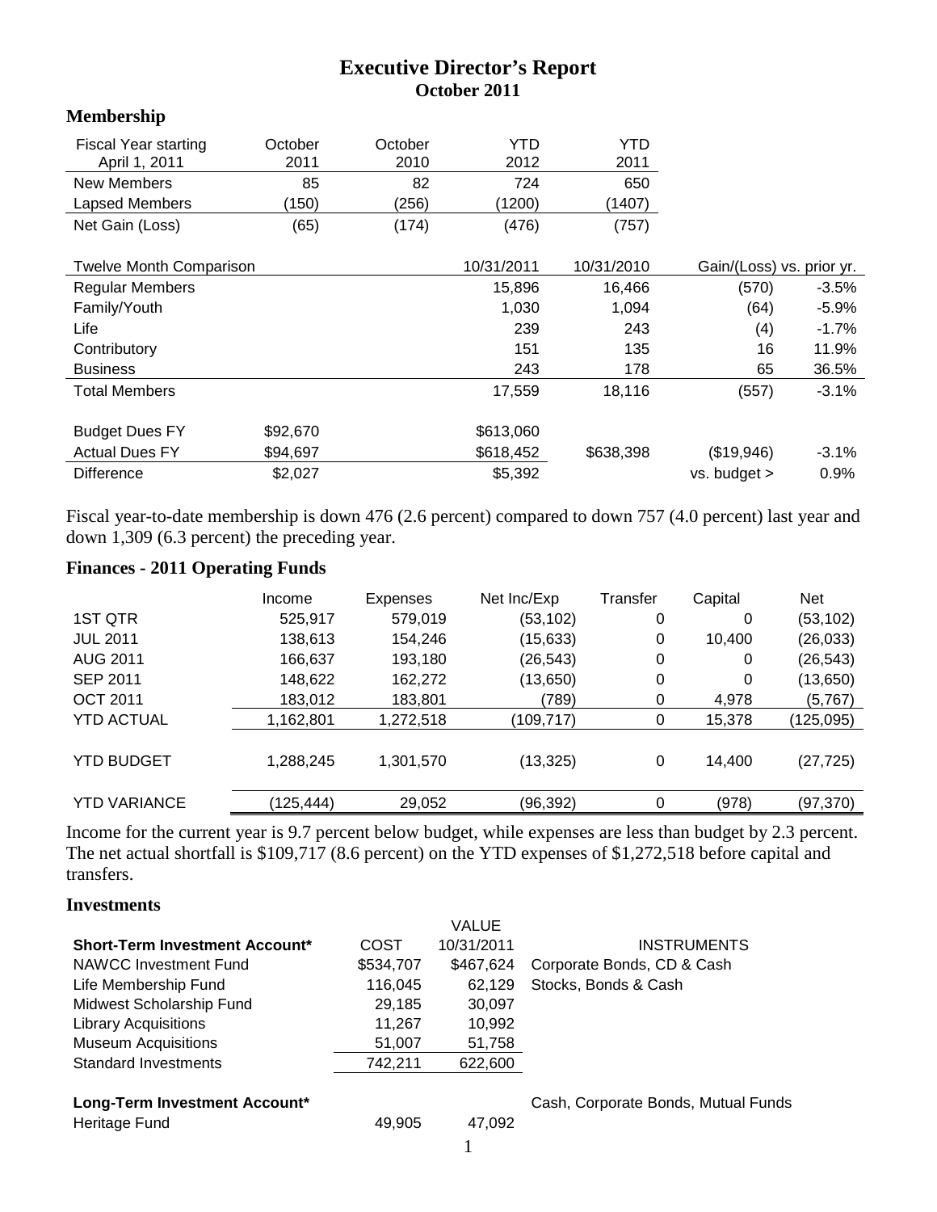# Executive Director's Report
## October 2011

### Membership

| Fiscal Year starting April 1, 2011 | October 2011 | October 2010 | YTD 2012 | YTD 2011 |
|---|---|---|---|---|
| New Members | 85 | 82 | 724 | 650 |
| Lapsed Members | (150) | (256) | (1200) | (1407) |
| Net Gain (Loss) | (65) | (174) | (476) | (757) |

| Twelve Month Comparison | | 10/31/2011 | 10/31/2010 | Gain/(Loss) vs. prior yr. | |
|---|---|---|---|---|---|
| Regular Members | | 15,896 | 16,466 | (570) | -3.5% |
| Family/Youth | | 1,030 | 1,094 | (64) | -5.9% |
| Life | | 239 | 243 | (4) | -1.7% |
| Contributory | | 151 | 135 | 16 | 11.9% |
| Business | | 243 | 178 | 65 | 36.5% |
| Total Members | | 17,559 | 18,116 | (557) | -3.1% |
| | | | | | |
| Budget Dues FY | $92,670 | $613,060 | | | |
| Actual Dues FY | $94,697 | $618,452 | $638,398 | ($19,946) | -3.1% |
| Difference | $2,027 | $5,392 | | vs. budget > | 0.9% |

Fiscal year-to-date membership is down 476 (2.6 percent) compared to down 757 (4.0 percent) last year and down 1,309 (6.3 percent) the preceding year.

### Finances - 2011 Operating Funds

| | Income | Expenses | Net Inc/Exp | Transfer | Capital | Net |
|---|---|---|---|---|---|---|
| 1ST QTR | 525,917 | 579,019 | (53,102) | 0 | 0 | (53,102) |
| JUL 2011 | 138,613 | 154,246 | (15,633) | 0 | 10,400 | (26,033) |
| AUG 2011 | 166,637 | 193,180 | (26,543) | 0 | 0 | (26,543) |
| SEP 2011 | 148,622 | 162,272 | (13,650) | 0 | 0 | (13,650) |
| OCT 2011 | 183,012 | 183,801 | (789) | 0 | 4,978 | (5,767) |
| YTD ACTUAL | 1,162,801 | 1,272,518 | (109,717) | 0 | 15,378 | (125,095) |
| YTD BUDGET | 1,288,245 | 1,301,570 | (13,325) | 0 | 14,400 | (27,725) |
| YTD VARIANCE | (125,444) | 29,052 | (96,392) | 0 | (978) | (97,370) |

Income for the current year is 9.7 percent below budget, while expenses are less than budget by 2.3 percent. The net actual shortfall is $109,717 (8.6 percent) on the YTD expenses of $1,272,518 before capital and transfers.

### Investments

| **Short-Term Investment Account*** | COST | VALUE 10/31/2011 | INSTRUMENTS |
|---|---|---|---|
| NAWCC Investment Fund | $534,707 | $467,624 | Corporate Bonds, CD & Cash |
| Life Membership Fund | 116,045 | 62,129 | Stocks, Bonds & Cash |
| Midwest Scholarship Fund | 29,185 | 30,097 | |
| Library Acquisitions | 11,267 | 10,992 | |
| Museum Acquisitions | 51,007 | 51,758 | |
| Standard Investments | 742,211 | 622,600 | |
| | | | |
| **Long-Term Investment Account*** | | | Cash, Corporate Bonds, Mutual Funds |
| Heritage Fund | 49,905 | 47,092 | |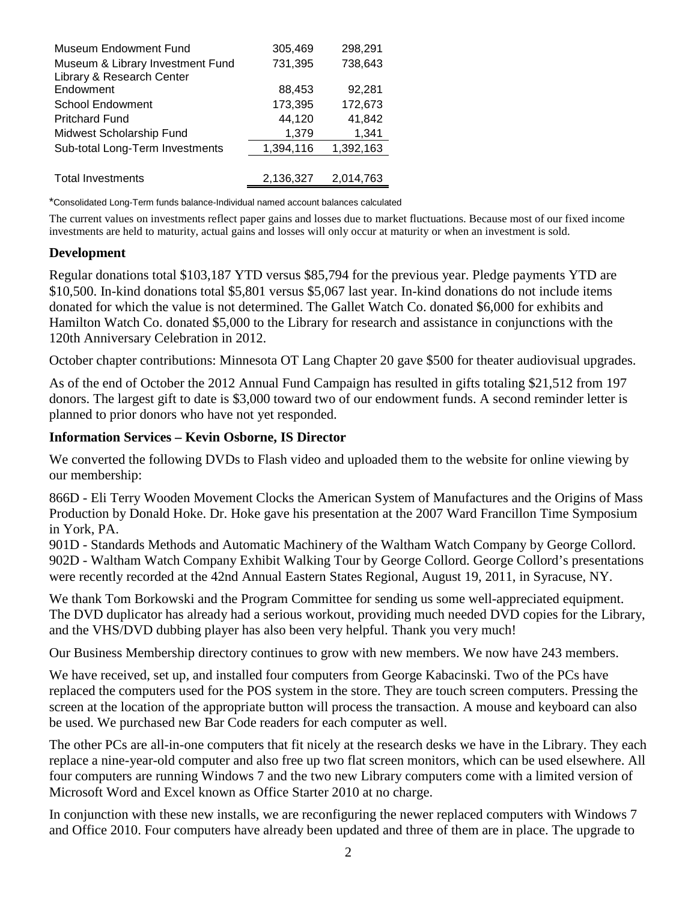| | | |
|---|---|---|
| Museum Endowment Fund | 305,469 | 298,291 |
| Museum & Library Investment Fund | 731,395 | 738,643 |
| Library & Research Center Endowment | 88,453 | 92,281 |
| School Endowment | 173,395 | 172,673 |
| Pritchard Fund | 44,120 | 41,842 |
| Midwest Scholarship Fund | 1,379 | 1,341 |
| Sub-total Long-Term Investments | 1,394,116 | 1,392,163 |
| | | |
| Total Investments | 2,136,327 | 2,014,763 |

*Consolidated Long-Term funds balance-Individual named account balances calculated

The current values on investments reflect paper gains and losses due to market fluctuations. Because most of our fixed income investments are held to maturity, actual gains and losses will only occur at maturity or when an investment is sold.

### Development

Regular donations total $103,187 YTD versus $85,794 for the previous year. Pledge payments YTD are $10,500. In-kind donations total $5,801 versus $5,067 last year. In-kind donations do not include items donated for which the value is not determined. The Gallet Watch Co. donated $6,000 for exhibits and Hamilton Watch Co. donated $5,000 to the Library for research and assistance in conjunctions with the 120th Anniversary Celebration in 2012.

October chapter contributions: Minnesota OT Lang Chapter 20 gave $500 for theater audiovisual upgrades.

As of the end of October the 2012 Annual Fund Campaign has resulted in gifts totaling $21,512 from 197 donors. The largest gift to date is $3,000 toward two of our endowment funds. A second reminder letter is planned to prior donors who have not yet responded.

### Information Services – Kevin Osborne, IS Director

We converted the following DVDs to Flash video and uploaded them to the website for online viewing by our membership:

866D - Eli Terry Wooden Movement Clocks the American System of Manufactures and the Origins of Mass Production by Donald Hoke. Dr. Hoke gave his presentation at the 2007 Ward Francillon Time Symposium in York, PA.
901D - Standards Methods and Automatic Machinery of the Waltham Watch Company by George Collord.
902D - Waltham Watch Company Exhibit Walking Tour by George Collord. George Collord's presentations were recently recorded at the 42nd Annual Eastern States Regional, August 19, 2011, in Syracuse, NY.

We thank Tom Borkowski and the Program Committee for sending us some well-appreciated equipment. The DVD duplicator has already had a serious workout, providing much needed DVD copies for the Library, and the VHS/DVD dubbing player has also been very helpful. Thank you very much!

Our Business Membership directory continues to grow with new members. We now have 243 members.

We have received, set up, and installed four computers from George Kabacinski. Two of the PCs have replaced the computers used for the POS system in the store. They are touch screen computers. Pressing the screen at the location of the appropriate button will process the transaction. A mouse and keyboard can also be used. We purchased new Bar Code readers for each computer as well.

The other PCs are all-in-one computers that fit nicely at the research desks we have in the Library. They each replace a nine-year-old computer and also free up two flat screen monitors, which can be used elsewhere. All four computers are running Windows 7 and the two new Library computers come with a limited version of Microsoft Word and Excel known as Office Starter 2010 at no charge.

In conjunction with these new installs, we are reconfiguring the newer replaced computers with Windows 7 and Office 2010. Four computers have already been updated and three of them are in place. The upgrade to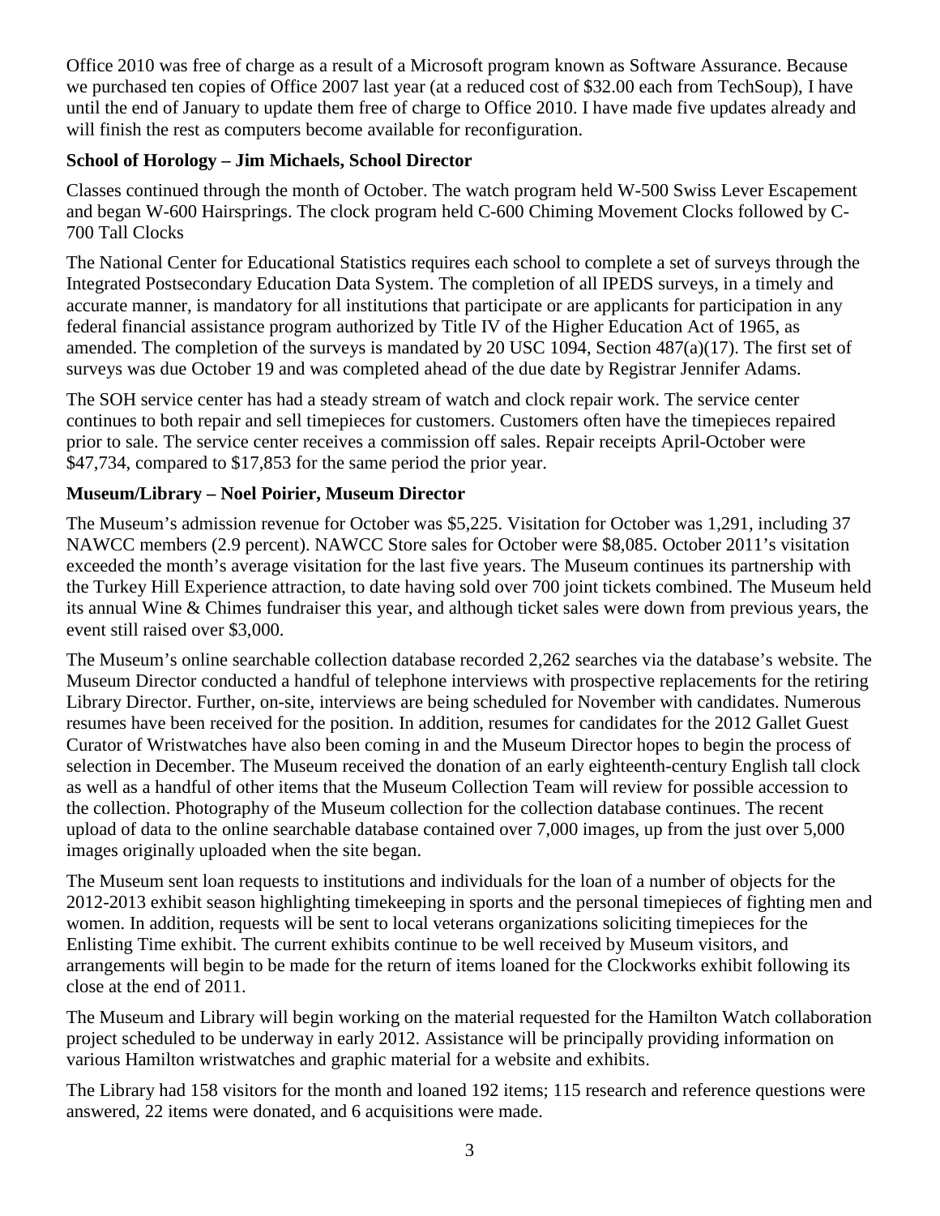Office 2010 was free of charge as a result of a Microsoft program known as Software Assurance. Because we purchased ten copies of Office 2007 last year (at a reduced cost of $32.00 each from TechSoup), I have until the end of January to update them free of charge to Office 2010. I have made five updates already and will finish the rest as computers become available for reconfiguration.

**School of Horology – Jim Michaels, School Director**

Classes continued through the month of October. The watch program held W-500 Swiss Lever Escapement and began W-600 Hairsprings. The clock program held C-600 Chiming Movement Clocks followed by C-700 Tall Clocks

The National Center for Educational Statistics requires each school to complete a set of surveys through the Integrated Postsecondary Education Data System. The completion of all IPEDS surveys, in a timely and accurate manner, is mandatory for all institutions that participate or are applicants for participation in any federal financial assistance program authorized by Title IV of the Higher Education Act of 1965, as amended. The completion of the surveys is mandated by 20 USC 1094, Section 487(a)(17). The first set of surveys was due October 19 and was completed ahead of the due date by Registrar Jennifer Adams.

The SOH service center has had a steady stream of watch and clock repair work. The service center continues to both repair and sell timepieces for customers. Customers often have the timepieces repaired prior to sale. The service center receives a commission off sales. Repair receipts April-October were $47,734, compared to $17,853 for the same period the prior year.

**Museum/Library – Noel Poirier, Museum Director**

The Museum's admission revenue for October was $5,225. Visitation for October was 1,291, including 37 NAWCC members (2.9 percent). NAWCC Store sales for October were $8,085. October 2011's visitation exceeded the month's average visitation for the last five years. The Museum continues its partnership with the Turkey Hill Experience attraction, to date having sold over 700 joint tickets combined. The Museum held its annual Wine & Chimes fundraiser this year, and although ticket sales were down from previous years, the event still raised over $3,000.

The Museum's online searchable collection database recorded 2,262 searches via the database's website. The Museum Director conducted a handful of telephone interviews with prospective replacements for the retiring Library Director. Further, on-site, interviews are being scheduled for November with candidates. Numerous resumes have been received for the position. In addition, resumes for candidates for the 2012 Gallet Guest Curator of Wristwatches have also been coming in and the Museum Director hopes to begin the process of selection in December. The Museum received the donation of an early eighteenth-century English tall clock as well as a handful of other items that the Museum Collection Team will review for possible accession to the collection. Photography of the Museum collection for the collection database continues. The recent upload of data to the online searchable database contained over 7,000 images, up from the just over 5,000 images originally uploaded when the site began.

The Museum sent loan requests to institutions and individuals for the loan of a number of objects for the 2012-2013 exhibit season highlighting timekeeping in sports and the personal timepieces of fighting men and women. In addition, requests will be sent to local veterans organizations soliciting timepieces for the Enlisting Time exhibit. The current exhibits continue to be well received by Museum visitors, and arrangements will begin to be made for the return of items loaned for the Clockworks exhibit following its close at the end of 2011.

The Museum and Library will begin working on the material requested for the Hamilton Watch collaboration project scheduled to be underway in early 2012. Assistance will be principally providing information on various Hamilton wristwatches and graphic material for a website and exhibits.

The Library had 158 visitors for the month and loaned 192 items; 115 research and reference questions were answered, 22 items were donated, and 6 acquisitions were made.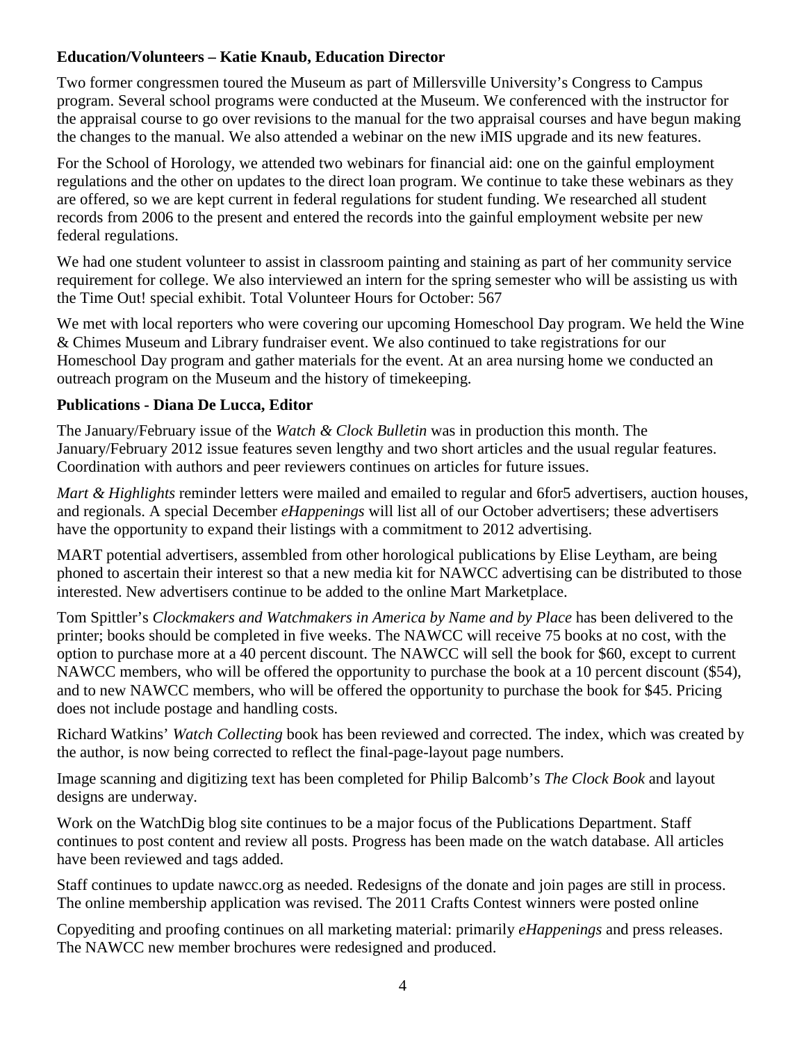**Education/Volunteers – Katie Knaub, Education Director**

Two former congressmen toured the Museum as part of Millersville University's Congress to Campus program. Several school programs were conducted at the Museum. We conferenced with the instructor for the appraisal course to go over revisions to the manual for the two appraisal courses and have begun making the changes to the manual. We also attended a webinar on the new iMIS upgrade and its new features.

For the School of Horology, we attended two webinars for financial aid: one on the gainful employment regulations and the other on updates to the direct loan program. We continue to take these webinars as they are offered, so we are kept current in federal regulations for student funding. We researched all student records from 2006 to the present and entered the records into the gainful employment website per new federal regulations.

We had one student volunteer to assist in classroom painting and staining as part of her community service requirement for college. We also interviewed an intern for the spring semester who will be assisting us with the Time Out! special exhibit. Total Volunteer Hours for October: 567

We met with local reporters who were covering our upcoming Homeschool Day program. We held the Wine & Chimes Museum and Library fundraiser event. We also continued to take registrations for our Homeschool Day program and gather materials for the event. At an area nursing home we conducted an outreach program on the Museum and the history of timekeeping.

**Publications - Diana De Lucca, Editor**

The January/February issue of the *Watch & Clock Bulletin* was in production this month. The January/February 2012 issue features seven lengthy and two short articles and the usual regular features. Coordination with authors and peer reviewers continues on articles for future issues.

*Mart & Highlights* reminder letters were mailed and emailed to regular and 6for5 advertisers, auction houses, and regionals. A special December *eHappenings* will list all of our October advertisers; these advertisers have the opportunity to expand their listings with a commitment to 2012 advertising.

MART potential advertisers, assembled from other horological publications by Elise Leytham, are being phoned to ascertain their interest so that a new media kit for NAWCC advertising can be distributed to those interested. New advertisers continue to be added to the online Mart Marketplace.

Tom Spittler's *Clockmakers and Watchmakers in America by Name and by Place* has been delivered to the printer; books should be completed in five weeks. The NAWCC will receive 75 books at no cost, with the option to purchase more at a 40 percent discount. The NAWCC will sell the book for $60, except to current NAWCC members, who will be offered the opportunity to purchase the book at a 10 percent discount ($54), and to new NAWCC members, who will be offered the opportunity to purchase the book for $45. Pricing does not include postage and handling costs.

Richard Watkins' *Watch Collecting* book has been reviewed and corrected. The index, which was created by the author, is now being corrected to reflect the final-page-layout page numbers.

Image scanning and digitizing text has been completed for Philip Balcomb's *The Clock Book* and layout designs are underway.

Work on the WatchDig blog site continues to be a major focus of the Publications Department. Staff continues to post content and review all posts. Progress has been made on the watch database. All articles have been reviewed and tags added.

Staff continues to update nawcc.org as needed. Redesigns of the donate and join pages are still in process. The online membership application was revised. The 2011 Crafts Contest winners were posted online

Copyediting and proofing continues on all marketing material: primarily *eHappenings* and press releases. The NAWCC new member brochures were redesigned and produced.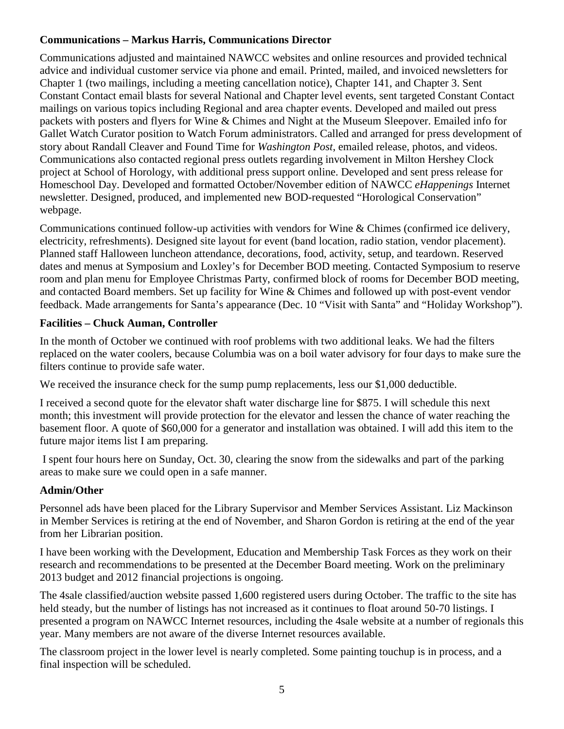**Communications – Markus Harris, Communications Director**

Communications adjusted and maintained NAWCC websites and online resources and provided technical advice and individual customer service via phone and email. Printed, mailed, and invoiced newsletters for Chapter 1 (two mailings, including a meeting cancellation notice), Chapter 141, and Chapter 3. Sent Constant Contact email blasts for several National and Chapter level events, sent targeted Constant Contact mailings on various topics including Regional and area chapter events. Developed and mailed out press packets with posters and flyers for Wine & Chimes and Night at the Museum Sleepover. Emailed info for Gallet Watch Curator position to Watch Forum administrators. Called and arranged for press development of story about Randall Cleaver and Found Time for *Washington Post*, emailed release, photos, and videos. Communications also contacted regional press outlets regarding involvement in Milton Hershey Clock project at School of Horology, with additional press support online. Developed and sent press release for Homeschool Day. Developed and formatted October/November edition of NAWCC *eHappenings* Internet newsletter. Designed, produced, and implemented new BOD-requested "Horological Conservation" webpage.

Communications continued follow-up activities with vendors for Wine & Chimes (confirmed ice delivery, electricity, refreshments). Designed site layout for event (band location, radio station, vendor placement). Planned staff Halloween luncheon attendance, decorations, food, activity, setup, and teardown. Reserved dates and menus at Symposium and Loxley's for December BOD meeting. Contacted Symposium to reserve room and plan menu for Employee Christmas Party, confirmed block of rooms for December BOD meeting, and contacted Board members. Set up facility for Wine & Chimes and followed up with post-event vendor feedback. Made arrangements for Santa's appearance (Dec. 10 "Visit with Santa" and "Holiday Workshop").

**Facilities – Chuck Auman, Controller**

In the month of October we continued with roof problems with two additional leaks. We had the filters replaced on the water coolers, because Columbia was on a boil water advisory for four days to make sure the filters continue to provide safe water.

We received the insurance check for the sump pump replacements, less our $1,000 deductible.

I received a second quote for the elevator shaft water discharge line for $875. I will schedule this next month; this investment will provide protection for the elevator and lessen the chance of water reaching the basement floor. A quote of $60,000 for a generator and installation was obtained. I will add this item to the future major items list I am preparing.

I spent four hours here on Sunday, Oct. 30, clearing the snow from the sidewalks and part of the parking areas to make sure we could open in a safe manner.

**Admin/Other**

Personnel ads have been placed for the Library Supervisor and Member Services Assistant. Liz Mackinson in Member Services is retiring at the end of November, and Sharon Gordon is retiring at the end of the year from her Librarian position.

I have been working with the Development, Education and Membership Task Forces as they work on their research and recommendations to be presented at the December Board meeting. Work on the preliminary 2013 budget and 2012 financial projections is ongoing.

The 4sale classified/auction website passed 1,600 registered users during October. The traffic to the site has held steady, but the number of listings has not increased as it continues to float around 50-70 listings. I presented a program on NAWCC Internet resources, including the 4sale website at a number of regionals this year. Many members are not aware of the diverse Internet resources available.

The classroom project in the lower level is nearly completed. Some painting touchup is in process, and a final inspection will be scheduled.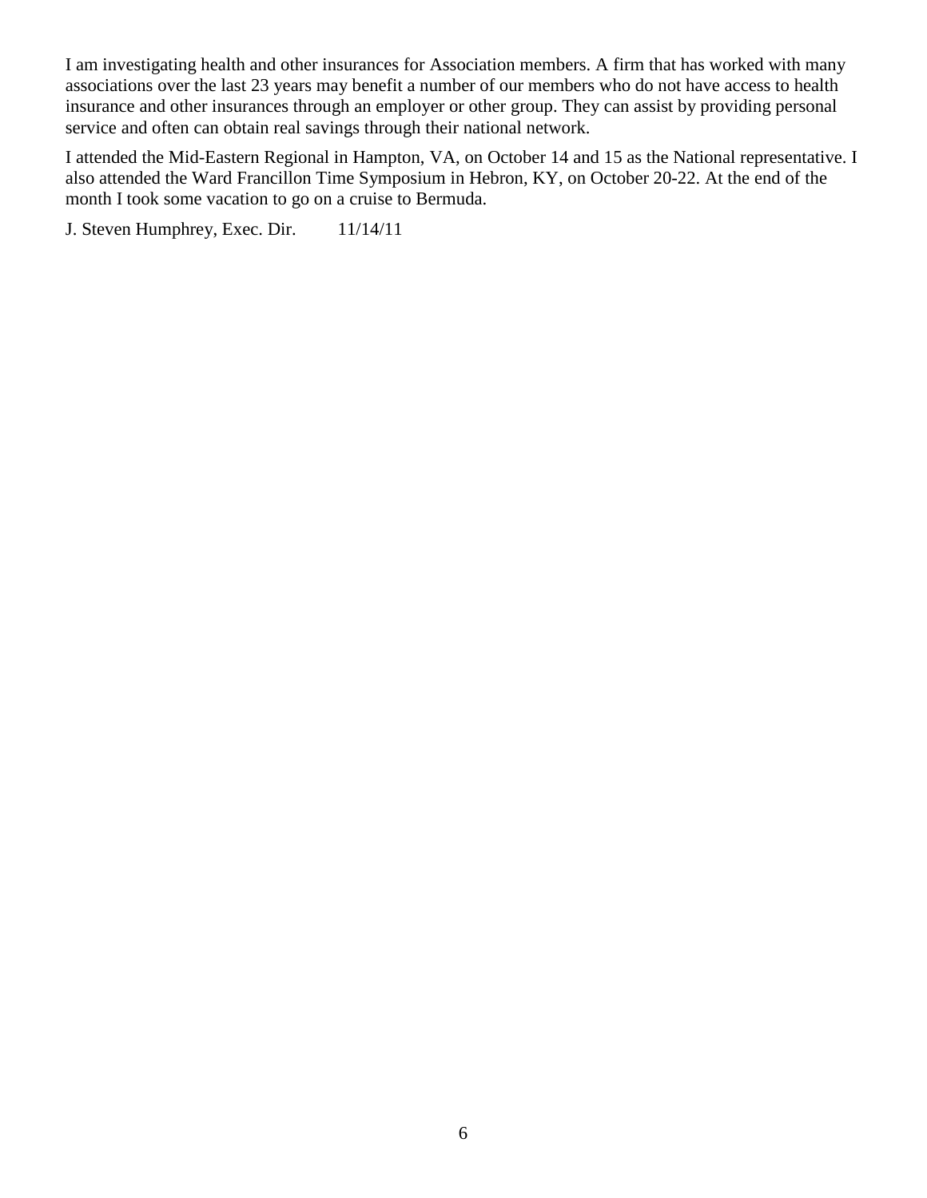I am investigating health and other insurances for Association members. A firm that has worked with many associations over the last 23 years may benefit a number of our members who do not have access to health insurance and other insurances through an employer or other group. They can assist by providing personal service and often can obtain real savings through their national network.

I attended the Mid-Eastern Regional in Hampton, VA, on October 14 and 15 as the National representative. I also attended the Ward Francillon Time Symposium in Hebron, KY, on October 20-22. At the end of the month I took some vacation to go on a cruise to Bermuda.

J. Steven Humphrey, Exec. Dir. 11/14/11